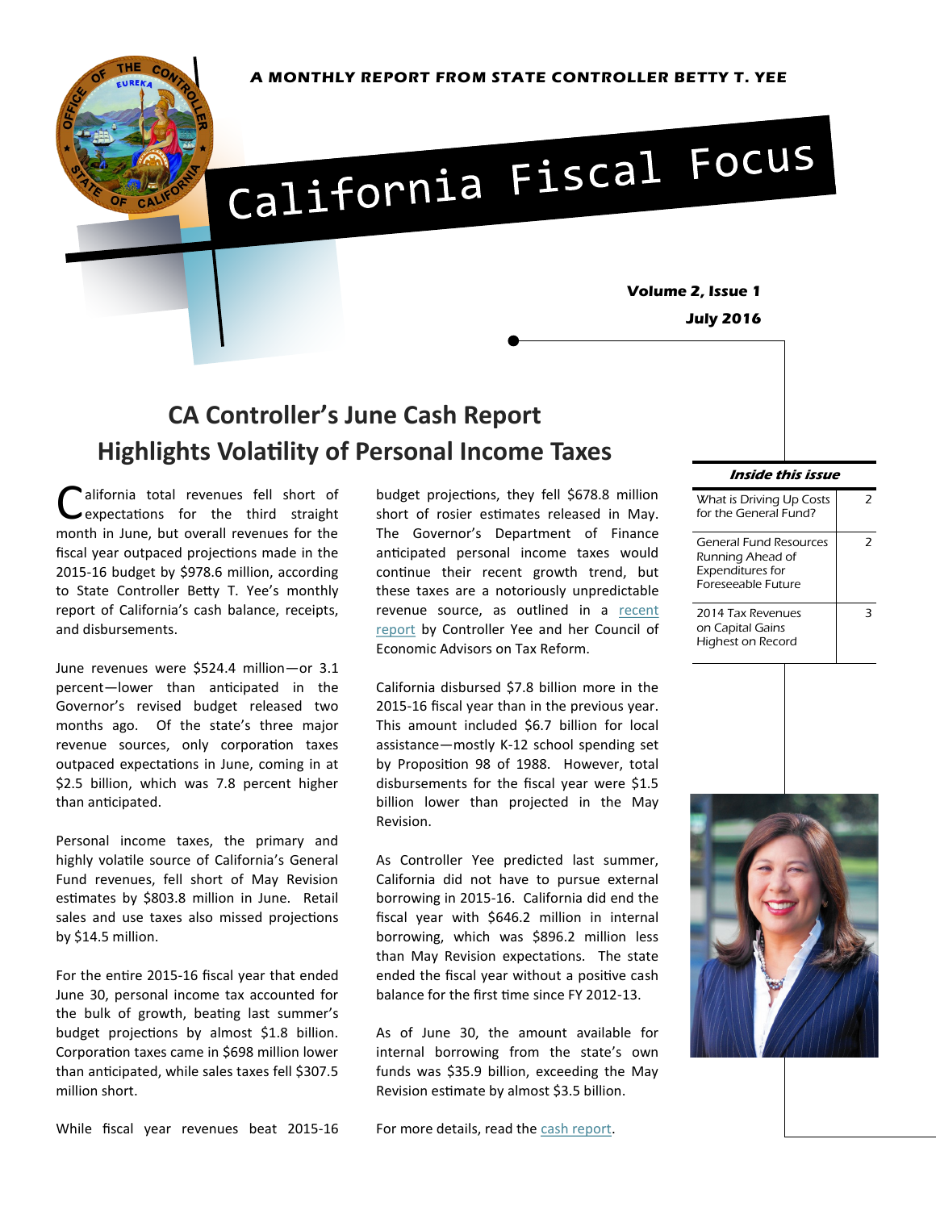A MONTHLY REPORT FROM STATE CONTROLLER BETTY T. YEE

# California Fiscal Focus

**Volume 2, Issue 1**

**July 2016**

## CA Controller's June Cash Report Highlights Volatility of Personal Income Taxes

California total revenues fell short of expectations for the third straight month in June, but overall revenues for the fiscal year outpaced projections made in the 2015-16 budget by $978.6 million, according to State Controller Betty T. Yee's monthly report of California's cash balance, receipts, and disbursements.

June revenues were $524.4 million—or 3.1 percent—lower than anticipated in the Governor's revised budget released two months ago. Of the state's three major revenue sources, only corporation taxes outpaced expectations in June, coming in at $2.5 billion, which was 7.8 percent higher than anticipated.

Personal income taxes, the primary and highly volatile source of California's General Fund revenues, fell short of May Revision estimates by $803.8 million in June. Retail sales and use taxes also missed projections by $14.5 million.

For the entire 2015-16 fiscal year that ended June 30, personal income tax accounted for the bulk of growth, beating last summer's budget projections by almost $1.8 billion. Corporation taxes came in $698 million lower than anticipated, while sales taxes fell $307.5 million short.

While fiscal year revenues beat 2015-16 budget projections, they fell $678.8 million short of rosier estimates released in May. The Governor's Department of Finance anticipated personal income taxes would continue their recent growth trend, but these taxes are a notoriously unpredictable revenue source, as outlined in a recent report by Controller Yee and her Council of Economic Advisors on Tax Reform.

California disbursed $7.8 billion more in the 2015-16 fiscal year than in the previous year. This amount included $6.7 billion for local assistance—mostly K-12 school spending set by Proposition 98 of 1988. However, total disbursements for the fiscal year were $1.5 billion lower than projected in the May Revision.

As Controller Yee predicted last summer, California did not have to pursue external borrowing in 2015-16. California did end the fiscal year with $646.2 million in internal borrowing, which was $896.2 million less than May Revision expectations. The state ended the fiscal year without a positive cash balance for the first time since FY 2012-13.

As of June 30, the amount available for internal borrowing from the state's own funds was $35.9 billion, exceeding the May Revision estimate by almost $3.5 billion.

For more details, read the cash report.

***Inside this issue***

| | |
|---|---|
| What is Driving Up Costs for the General Fund? | 2 |
| General Fund Resources Running Ahead of Expenditures for Foreseeable Future | 2 |
| 2014 Tax Revenues on Capital Gains Highest on Record | 3 |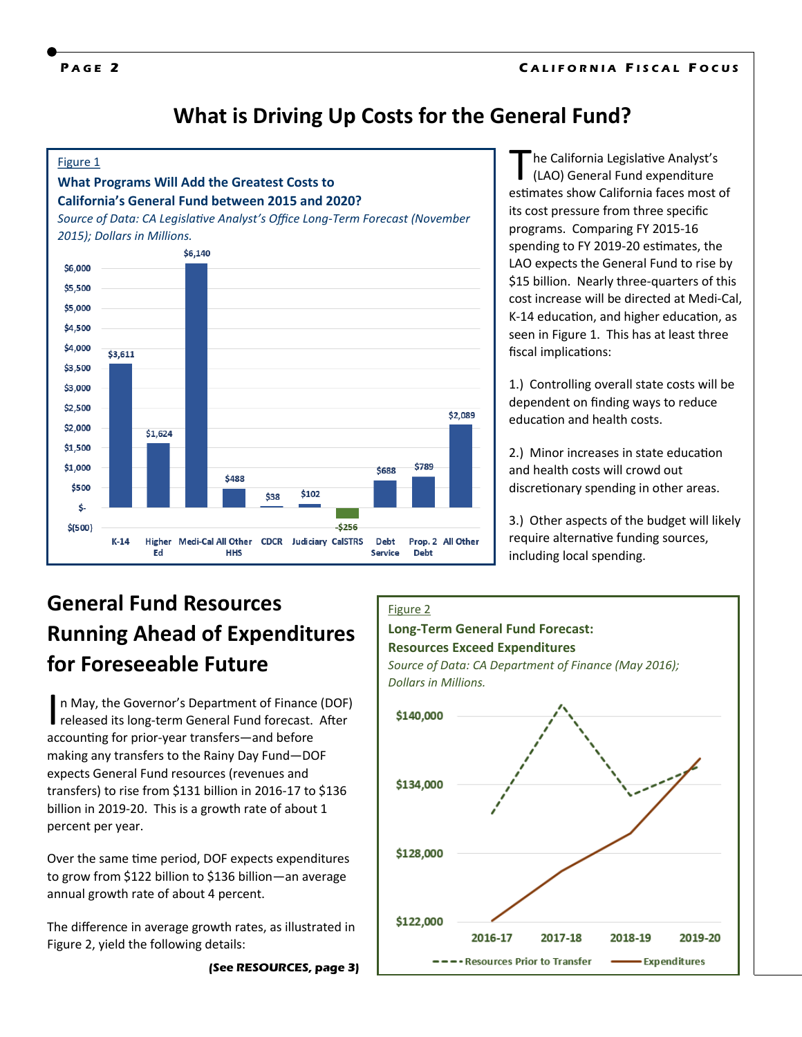# What is Driving Up Costs for the General Fund?

Figure 1

**What Programs Will Add the Greatest Costs to California's General Fund between 2015 and 2020?**

*Source of Data: CA Legislative Analyst's Office Long-Term Forecast (November 2015); Dollars in Millions.*

| Program | Dollars in Millions |
| --- | --- |
| K-14 | $3,611 |
| Higher Ed | $1,624 |
| Medi-Cal | $6,140 |
| All Other HHS | $488 |
| CDCR | $38 |
| Judiciary | $102 |
| CalSTRS | -$256 |
| Debt Service | $688 |
| Prop. 2 Debt | $789 |
| All Other | $2,089 |

The California Legislative Analyst's (LAO) General Fund expenditure estimates show California faces most of its cost pressure from three specific programs. Comparing FY 2015-16 spending to FY 2019-20 estimates, the LAO expects the General Fund to rise by $15 billion. Nearly three-quarters of this cost increase will be directed at Medi-Cal, K-14 education, and higher education, as seen in Figure 1. This has at least three fiscal implications:

1.) Controlling overall state costs will be dependent on finding ways to reduce education and health costs.

2.) Minor increases in state education and health costs will crowd out discretionary spending in other areas.

3.) Other aspects of the budget will likely require alternative funding sources, including local spending.

## General Fund Resources Running Ahead of Expenditures for Foreseeable Future

In May, the Governor's Department of Finance (DOF) released its long-term General Fund forecast. After accounting for prior-year transfers—and before making any transfers to the Rainy Day Fund—DOF expects General Fund resources (revenues and transfers) to rise from $131 billion in 2016-17 to $136 billion in 2019-20. This is a growth rate of about 1 percent per year.

Over the same time period, DOF expects expenditures to grow from $122 billion to $136 billion—an average annual growth rate of about 4 percent.

The difference in average growth rates, as illustrated in Figure 2, yield the following details:

**(See RESOURCES, page 3)**

Figure 2

**Long-Term General Fund Forecast: Resources Exceed Expenditures**

*Source of Data: CA Department of Finance (May 2016); Dollars in Millions.*

Legend: Resources Prior to Transfer; Expenditures

Y-axis: $122,000; $128,000; $134,000; $140,000

X-axis: 2016-17; 2017-18; 2018-19; 2019-20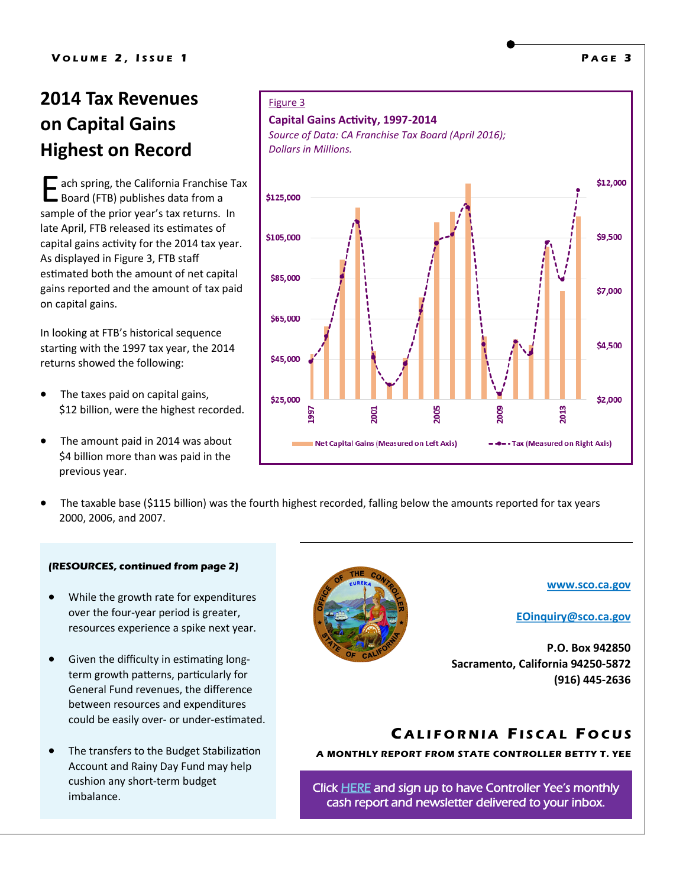# 2014 Tax Revenues on Capital Gains Highest on Record

Each spring, the California Franchise Tax Board (FTB) publishes data from a sample of the prior year's tax returns. In late April, FTB released its estimates of capital gains activity for the 2014 tax year. As displayed in Figure 3, FTB staff estimated both the amount of net capital gains reported and the amount of tax paid on capital gains.

In looking at FTB's historical sequence starting with the 1997 tax year, the 2014 returns showed the following:

- The taxes paid on capital gains, $12 billion, were the highest recorded.
- The amount paid in 2014 was about $4 billion more than was paid in the previous year.
- The taxable base ($115 billion) was the fourth highest recorded, falling below the amounts reported for tax years 2000, 2006, and 2007.

Figure 3

**Capital Gains Activity, 1997-2014**

*Source of Data: CA Franchise Tax Board (April 2016); Dollars in Millions.*

$125,000
$105,000
$85,000
$65,000
$45,000
$25,000

$12,000
$9,500
$7,000
$4,500
$2,000

1997
2001
2005
2009
2013

Net Capital Gains (Measured on Left Axis)
Tax (Measured on Right Axis)

***(RESOURCES, continued from page 2)***

- While the growth rate for expenditures over the four-year period is greater, resources experience a spike next year.
- Given the difficulty in estimating long-term growth patterns, particularly for General Fund revenues, the difference between resources and expenditures could be easily over- or under-estimated.
- The transfers to the Budget Stabilization Account and Rainy Day Fund may help cushion any short-term budget imbalance.

www.sco.ca.gov

EOinquiry@sco.ca.gov

**P.O. Box 942850**
**Sacramento, California 94250-5872**
**(916) 445-2636**

## California Fiscal Focus

**A MONTHLY REPORT FROM STATE CONTROLLER BETTY T. YEE**

Click HERE and sign up to have Controller Yee's monthly cash report and newsletter delivered to your inbox.